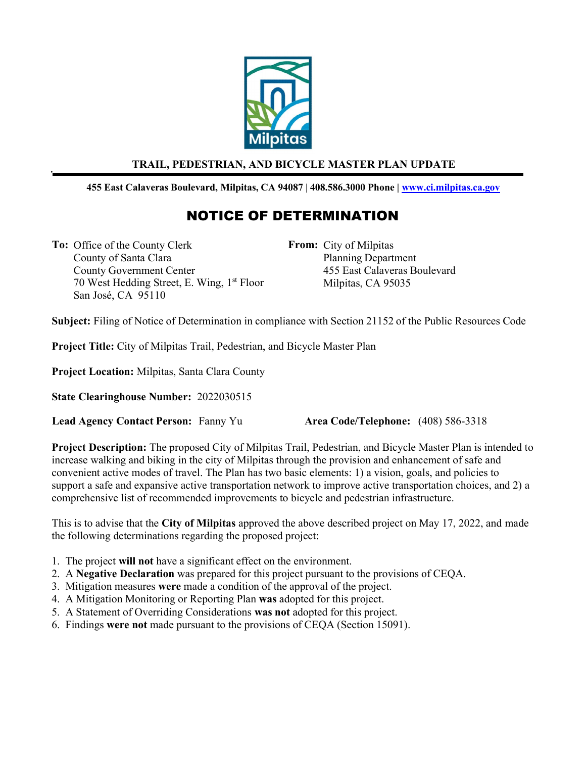**TRAIL, PEDESTRIAN, AND BICYCLE MASTER PLAN UPDATE**

**455 East Calaveras Boulevard, Milpitas, CA 94087 | 408.586.3000 Phone | [www.ci.milpitas.ca.gov](http://www.ci.milpitas.ca.gov)**

# NOTICE OF DETERMINATION

**To:** Office of the County Clerk
County of Santa Clara
County Government Center
70 West Hedding Street, E. Wing, 1st Floor
San José, CA 95110

**From:** City of Milpitas
Planning Department
455 East Calaveras Boulevard
Milpitas, CA 95035

**Subject:** Filing of Notice of Determination in compliance with Section 21152 of the Public Resources Code

**Project Title:** City of Milpitas Trail, Pedestrian, and Bicycle Master Plan

**Project Location:** Milpitas, Santa Clara County

**State Clearinghouse Number:** 2022030515

**Lead Agency Contact Person:** Fanny Yu **Area Code/Telephone:** (408) 586-3318

**Project Description:** The proposed City of Milpitas Trail, Pedestrian, and Bicycle Master Plan is intended to increase walking and biking in the city of Milpitas through the provision and enhancement of safe and convenient active modes of travel. The Plan has two basic elements: 1) a vision, goals, and policies to support a safe and expansive active transportation network to improve active transportation choices, and 2) a comprehensive list of recommended improvements to bicycle and pedestrian infrastructure.

This is to advise that the **City of Milpitas** approved the above described project on May 17, 2022, and made the following determinations regarding the proposed project:

1. The project **will not** have a significant effect on the environment.
2. A **Negative Declaration** was prepared for this project pursuant to the provisions of CEQA.
3. Mitigation measures **were** made a condition of the approval of the project.
4. A Mitigation Monitoring or Reporting Plan **was** adopted for this project.
5. A Statement of Overriding Considerations **was not** adopted for this project.
6. Findings **were not** made pursuant to the provisions of CEQA (Section 15091).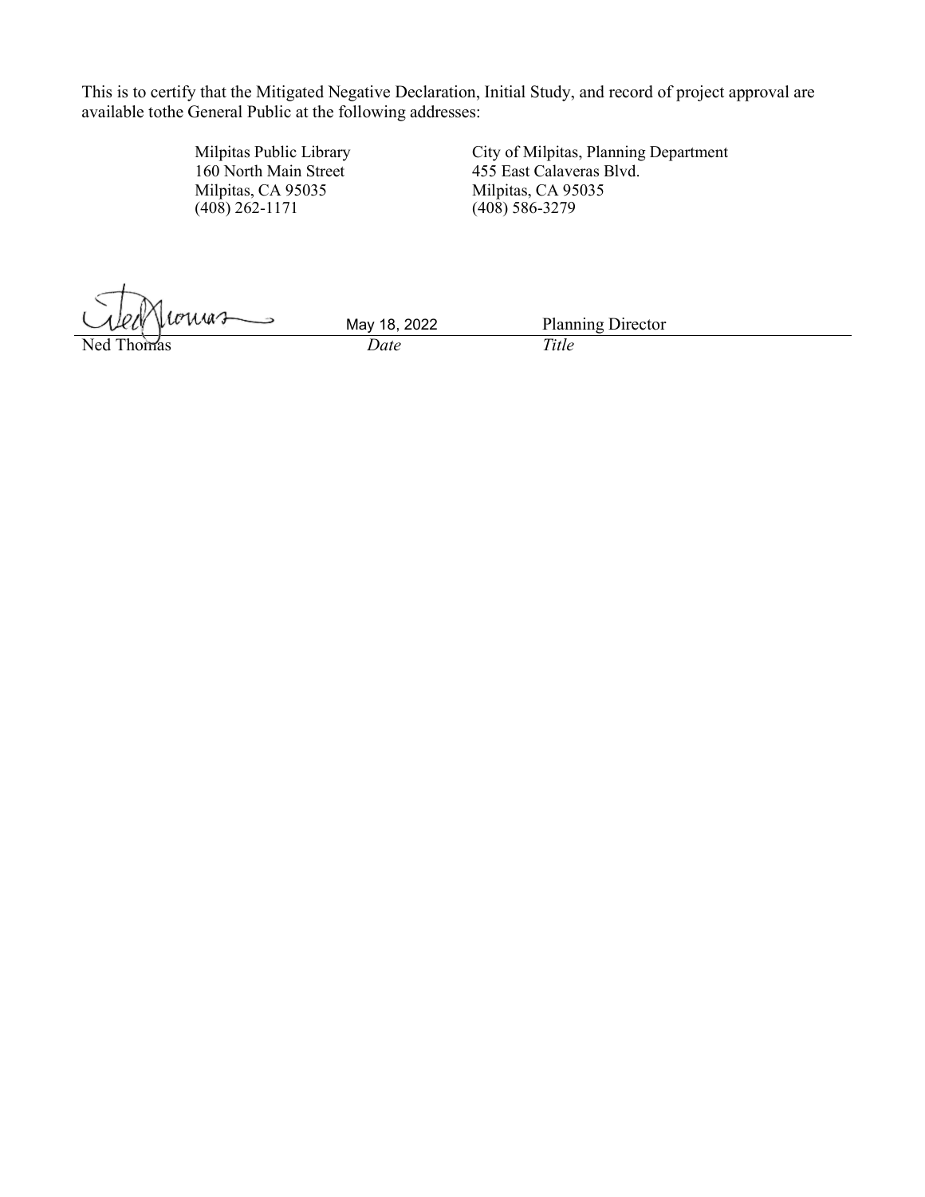This is to certify that the Mitigated Negative Declaration, Initial Study, and record of project approval are available tothe General Public at the following addresses:

Milpitas Public Library
160 North Main Street
Milpitas, CA 95035
(408) 262-1171

City of Milpitas, Planning Department
455 East Calaveras Blvd.
Milpitas, CA 95035
(408) 586-3279

| | | |
|---|---|---|
| Ned Thomas | May 18, 2022 | Planning Director |
| | *Date* | *Title* |